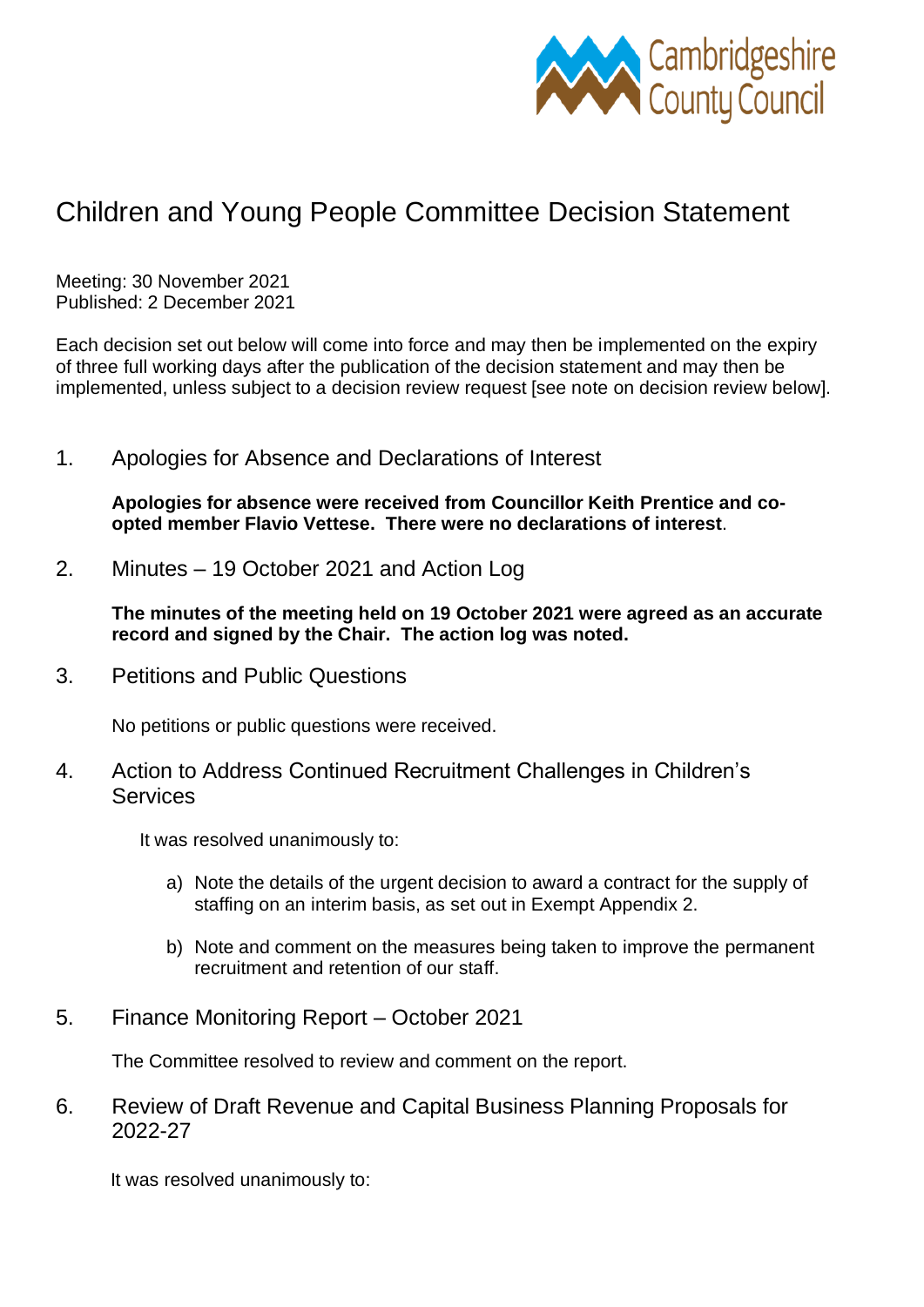# Children and Young People Committee Decision Statement

Meeting: 30 November 2021
Published: 2 December 2021

Each decision set out below will come into force and may then be implemented on the expiry of three full working days after the publication of the decision statement and may then be implemented, unless subject to a decision review request [see note on decision review below].

## 1. Apologies for Absence and Declarations of Interest

**Apologies for absence were received from Councillor Keith Prentice and co-opted member Flavio Vettese. There were no declarations of interest**.

## 2. Minutes – 19 October 2021 and Action Log

**The minutes of the meeting held on 19 October 2021 were agreed as an accurate record and signed by the Chair. The action log was noted.**

## 3. Petitions and Public Questions

No petitions or public questions were received.

## 4. Action to Address Continued Recruitment Challenges in Children's Services

It was resolved unanimously to:

a) Note the details of the urgent decision to award a contract for the supply of staffing on an interim basis, as set out in Exempt Appendix 2.

b) Note and comment on the measures being taken to improve the permanent recruitment and retention of our staff.

## 5. Finance Monitoring Report – October 2021

The Committee resolved to review and comment on the report.

## 6. Review of Draft Revenue and Capital Business Planning Proposals for 2022-27

It was resolved unanimously to: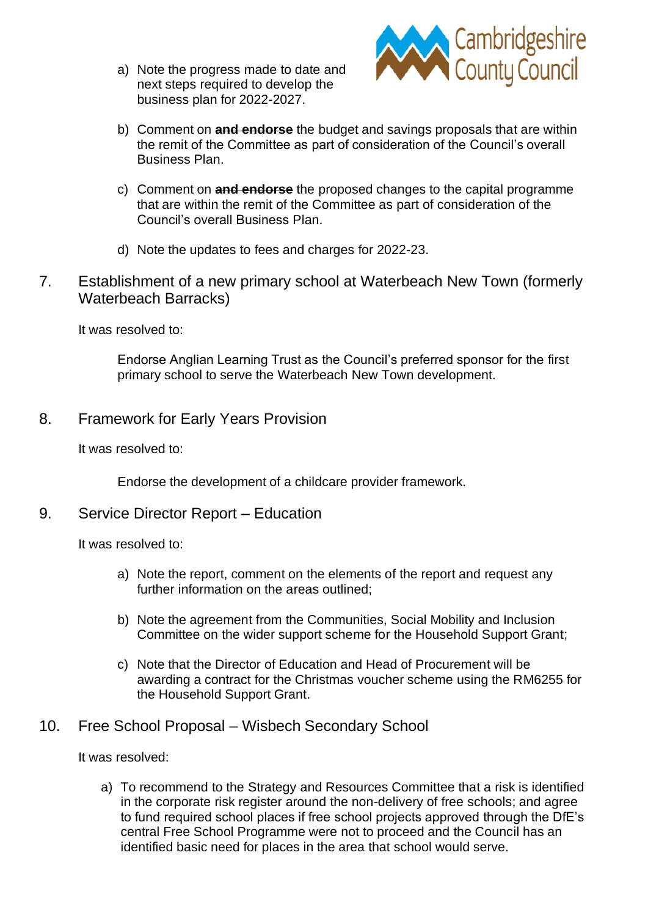a) Note the progress made to date and next steps required to develop the business plan for 2022-2027.

b) Comment on ~~**and endorse**~~ the budget and savings proposals that are within the remit of the Committee as part of consideration of the Council's overall Business Plan.

c) Comment on ~~**and endorse**~~ the proposed changes to the capital programme that are within the remit of the Committee as part of consideration of the Council's overall Business Plan.

d) Note the updates to fees and charges for 2022-23.

## 7. Establishment of a new primary school at Waterbeach New Town (formerly Waterbeach Barracks)

It was resolved to:

Endorse Anglian Learning Trust as the Council's preferred sponsor for the first primary school to serve the Waterbeach New Town development.

## 8. Framework for Early Years Provision

It was resolved to:

Endorse the development of a childcare provider framework.

## 9. Service Director Report – Education

It was resolved to:

a) Note the report, comment on the elements of the report and request any further information on the areas outlined;

b) Note the agreement from the Communities, Social Mobility and Inclusion Committee on the wider support scheme for the Household Support Grant;

c) Note that the Director of Education and Head of Procurement will be awarding a contract for the Christmas voucher scheme using the RM6255 for the Household Support Grant.

## 10. Free School Proposal – Wisbech Secondary School

It was resolved:

a) To recommend to the Strategy and Resources Committee that a risk is identified in the corporate risk register around the non-delivery of free schools; and agree to fund required school places if free school projects approved through the DfE's central Free School Programme were not to proceed and the Council has an identified basic need for places in the area that school would serve.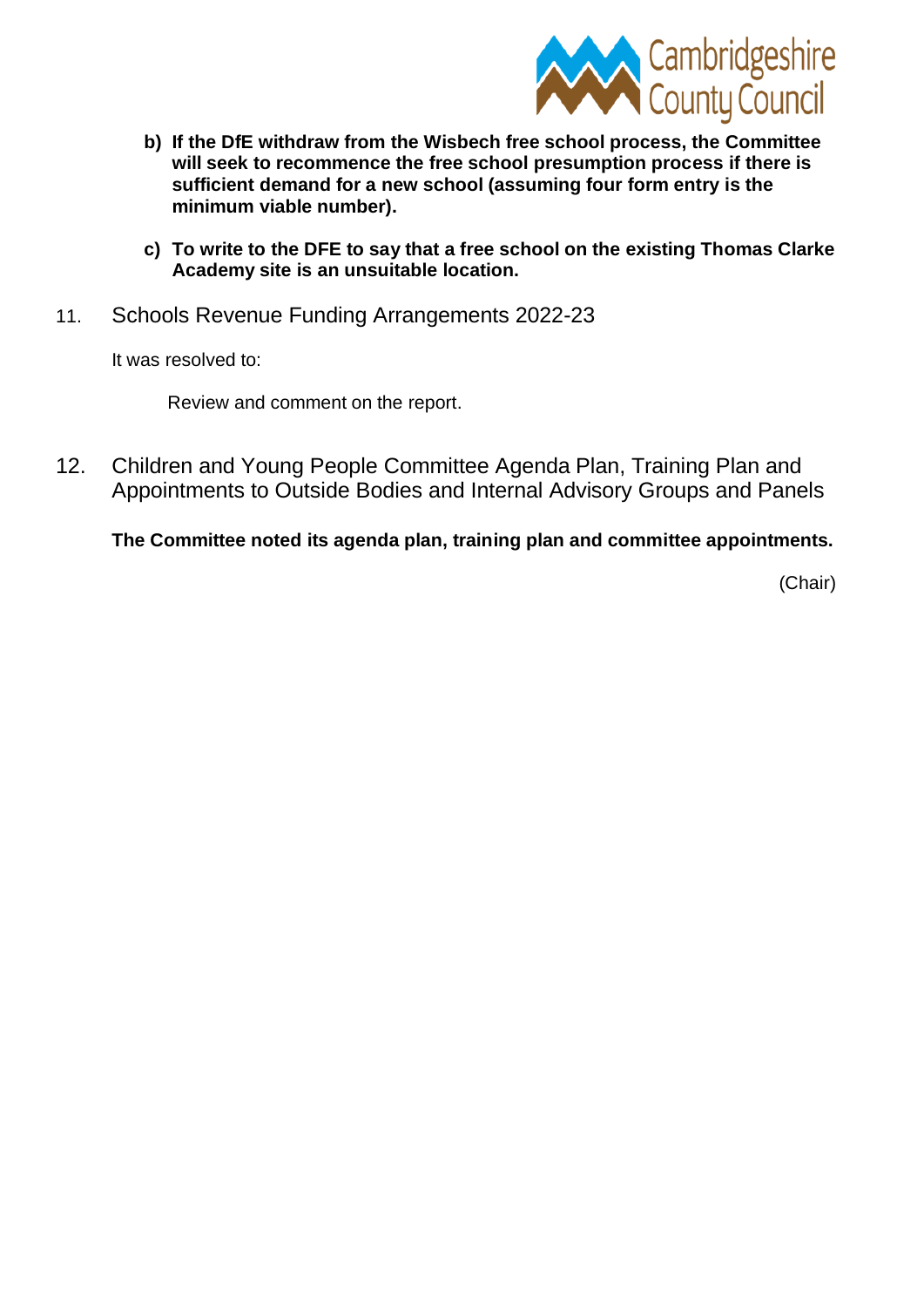**b) If the DfE withdraw from the Wisbech free school process, the Committee will seek to recommence the free school presumption process if there is sufficient demand for a new school (assuming four form entry is the minimum viable number).**

**c) To write to the DFE to say that a free school on the existing Thomas Clarke Academy site is an unsuitable location.**

## 11. Schools Revenue Funding Arrangements 2022-23

It was resolved to:

Review and comment on the report.

## 12. Children and Young People Committee Agenda Plan, Training Plan and Appointments to Outside Bodies and Internal Advisory Groups and Panels

**The Committee noted its agenda plan, training plan and committee appointments.**

(Chair)